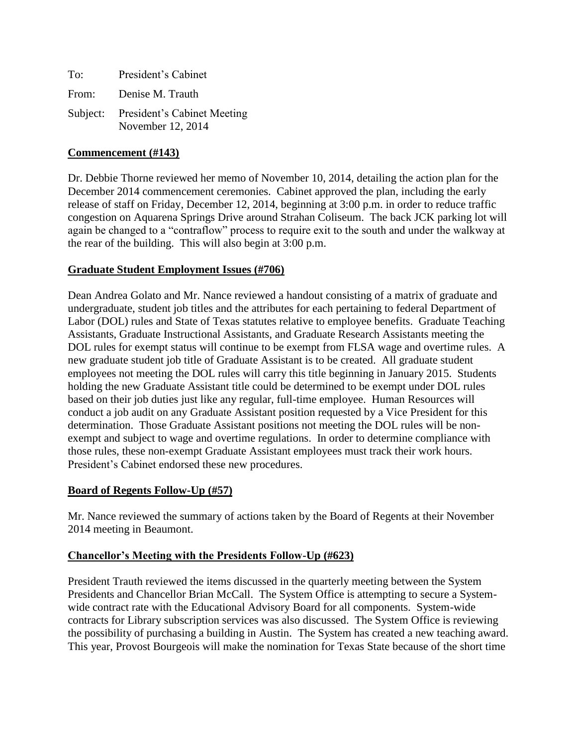To: President's Cabinet

From: Denise M. Trauth

Subject: President's Cabinet Meeting
November 12, 2014

**Commencement (#143)**

Dr. Debbie Thorne reviewed her memo of November 10, 2014, detailing the action plan for the December 2014 commencement ceremonies. Cabinet approved the plan, including the early release of staff on Friday, December 12, 2014, beginning at 3:00 p.m. in order to reduce traffic congestion on Aquarena Springs Drive around Strahan Coliseum. The back JCK parking lot will again be changed to a "contraflow" process to require exit to the south and under the walkway at the rear of the building. This will also begin at 3:00 p.m.

**Graduate Student Employment Issues (#706)**

Dean Andrea Golato and Mr. Nance reviewed a handout consisting of a matrix of graduate and undergraduate, student job titles and the attributes for each pertaining to federal Department of Labor (DOL) rules and State of Texas statutes relative to employee benefits. Graduate Teaching Assistants, Graduate Instructional Assistants, and Graduate Research Assistants meeting the DOL rules for exempt status will continue to be exempt from FLSA wage and overtime rules. A new graduate student job title of Graduate Assistant is to be created. All graduate student employees not meeting the DOL rules will carry this title beginning in January 2015. Students holding the new Graduate Assistant title could be determined to be exempt under DOL rules based on their job duties just like any regular, full-time employee. Human Resources will conduct a job audit on any Graduate Assistant position requested by a Vice President for this determination. Those Graduate Assistant positions not meeting the DOL rules will be non-exempt and subject to wage and overtime regulations. In order to determine compliance with those rules, these non-exempt Graduate Assistant employees must track their work hours. President's Cabinet endorsed these new procedures.

**Board of Regents Follow-Up (#57)**

Mr. Nance reviewed the summary of actions taken by the Board of Regents at their November 2014 meeting in Beaumont.

**Chancellor's Meeting with the Presidents Follow-Up (#623)**

President Trauth reviewed the items discussed in the quarterly meeting between the System Presidents and Chancellor Brian McCall. The System Office is attempting to secure a System-wide contract rate with the Educational Advisory Board for all components. System-wide contracts for Library subscription services was also discussed. The System Office is reviewing the possibility of purchasing a building in Austin. The System has created a new teaching award. This year, Provost Bourgeois will make the nomination for Texas State because of the short time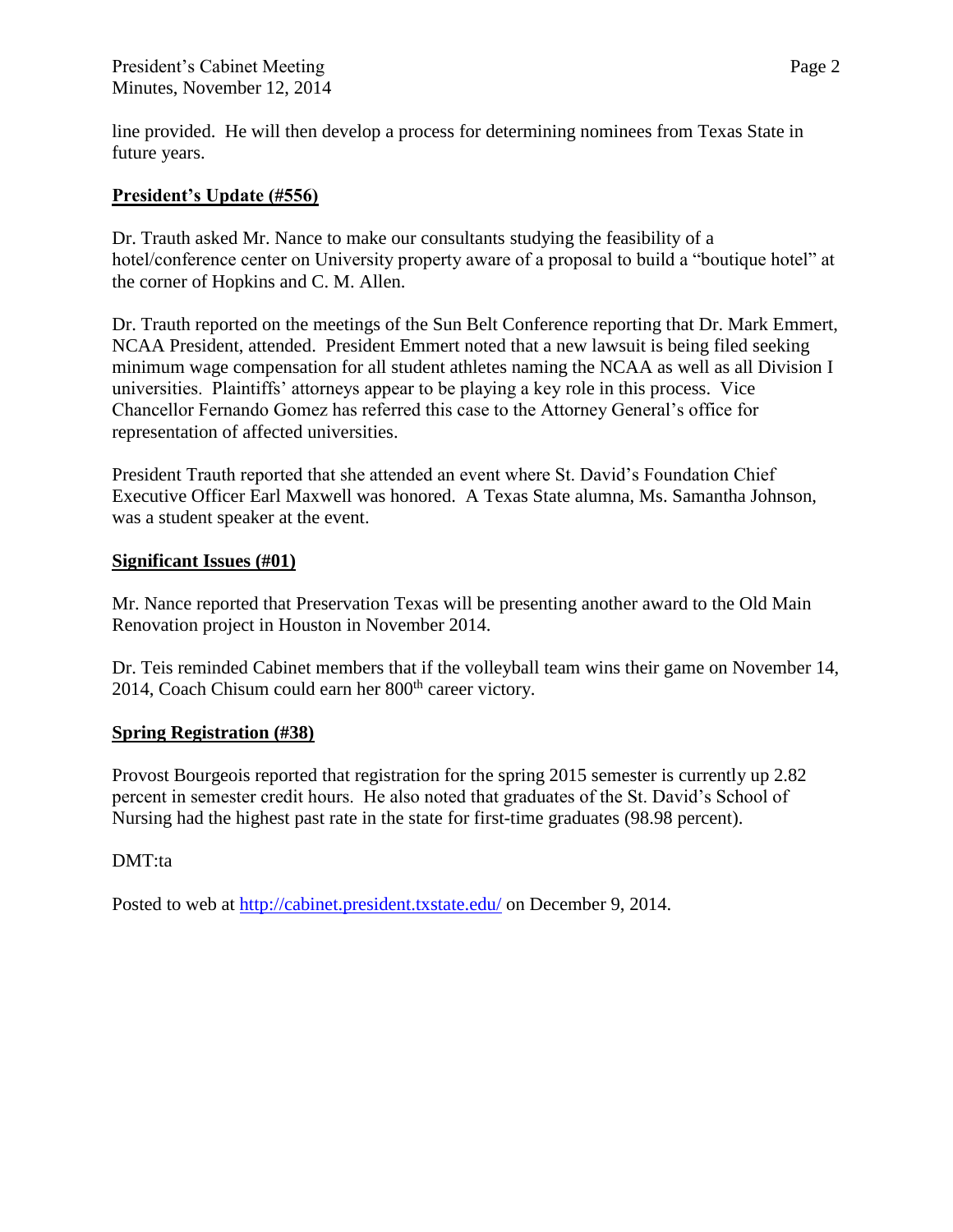line provided. He will then develop a process for determining nomineees from Texas State in future years.

**President's Update (#556)**

Dr. Trauth asked Mr. Nance to make our consultants studying the feasibility of a hotel/conference center on University property aware of a proposal to build a "boutique hotel" at the corner of Hopkins and C. M. Allen.

Dr. Trauth reported on the meetings of the Sun Belt Conference reporting that Dr. Mark Emmert, NCAA President, attended. President Emmert noted that a new lawsuit is being filed seeking minimum wage compensation for all student athletes naming the NCAA as well as all Division I universities. Plaintiffs' attorneys appear to be playing a key role in this process. Vice Chancellor Fernando Gomez has referred this case to the Attorney General's office for representation of affected universities.

President Trauth reported that she attended an event where St. David's Foundation Chief Executive Officer Earl Maxwell was honored. A Texas State alumna, Ms. Samantha Johnson, was a student speaker at the event.

**Significant Issues (#01)**

Mr. Nance reported that Preservation Texas will be presenting another award to the Old Main Renovation project in Houston in November 2014.

Dr. Teis reminded Cabinet members that if the volleyball team wins their game on November 14, 2014, Coach Chisum could earn her 800th career victory.

**Spring Registration (#38)**

Provost Bourgeois reported that registration for the spring 2015 semester is currently up 2.82 percent in semester credit hours. He also noted that graduates of the St. David's School of Nursing had the highest past rate in the state for first-time graduates (98.98 percent).

DMT:ta

Posted to web at http://cabinet.president.txstate.edu/ on December 9, 2014.